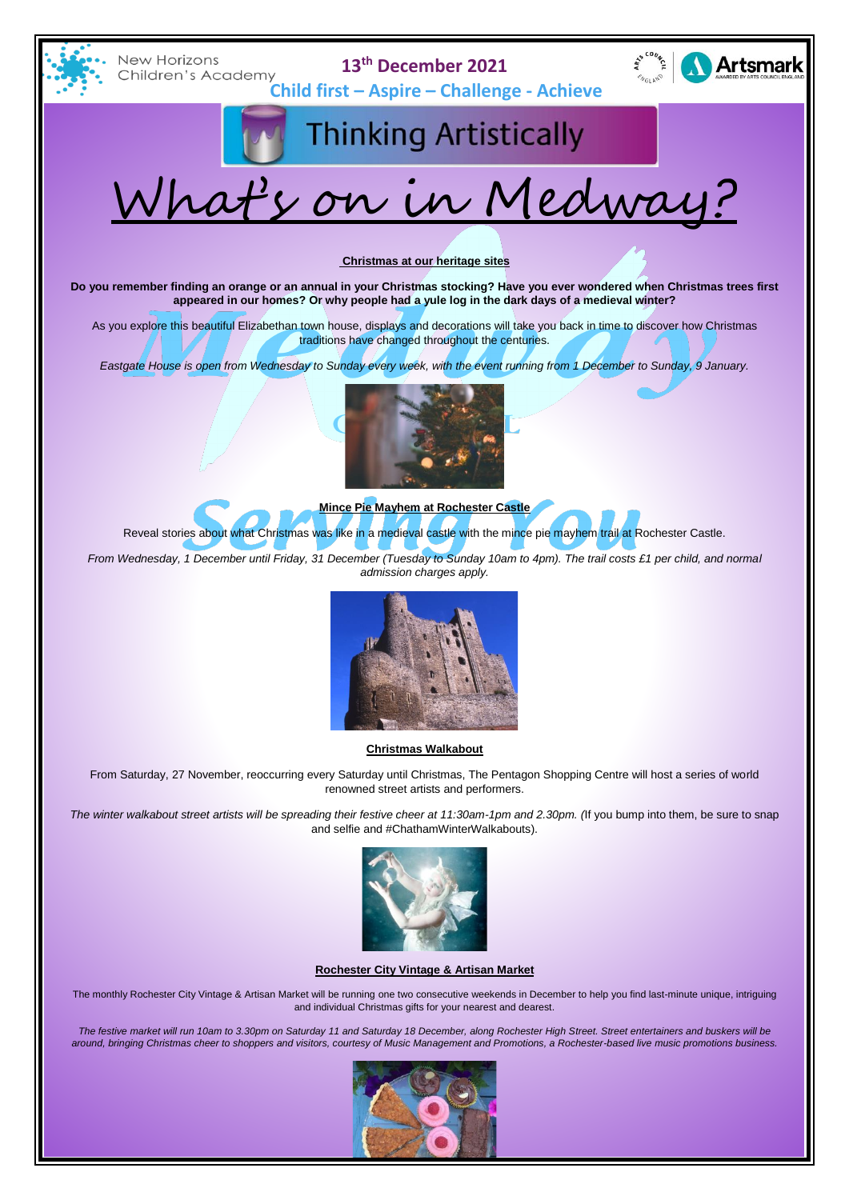New Horizons Children's Academy

**13th December 2021**

**Child first – Aspire – Challenge - Achieve**

# Thinking Artistically

# What's on in Medway?

**Christmas at our heritage sites**

**Do you remember finding an orange or an annual in your Christmas stocking? Have you ever wondered when Christmas trees first appeared in our homes? Or why people had a yule log in the dark days of a medieval winter?**

As you explore this beautiful Elizabethan town house, displays and decorations will take you back in time to discover how Christmas traditions have changed throughout the centuries.

*Eastgate House is open from Wednesday to Sunday every week, with the event running from 1 December to Sunday, 9 January.*

**Mince Pie Mayhem at Rochester Castle**

Reveal stories about what Christmas was like in a medieval castle with the mince pie mayhem trail at Rochester Castle.

*From Wednesday, 1 December until Friday, 31 December (Tuesday to Sunday 10am to 4pm). The trail costs £1 per child, and normal admission charges apply.*

**Christmas Walkabout**

From Saturday, 27 November, reoccurring every Saturday until Christmas, The Pentagon Shopping Centre will host a series of world renowned street artists and performers.

*The winter walkabout street artists will be spreading their festive cheer at 11:30am-1pm and 2.30pm. (*If you bump into them, be sure to snap and selfie and #ChathamWinterWalkabouts).

**Rochester City Vintage & Artisan Market**

The monthly Rochester City Vintage & Artisan Market will be running one two consecutive weekends in December to help you find last-minute unique, intriguing and individual Christmas gifts for your nearest and dearest.

*The festive market will run 10am to 3.30pm on Saturday 11 and Saturday 18 December, along Rochester High Street. Street entertainers and buskers will be around, bringing Christmas cheer to shoppers and visitors, courtesy of Music Management and Promotions, a Rochester-based live music promotions business.*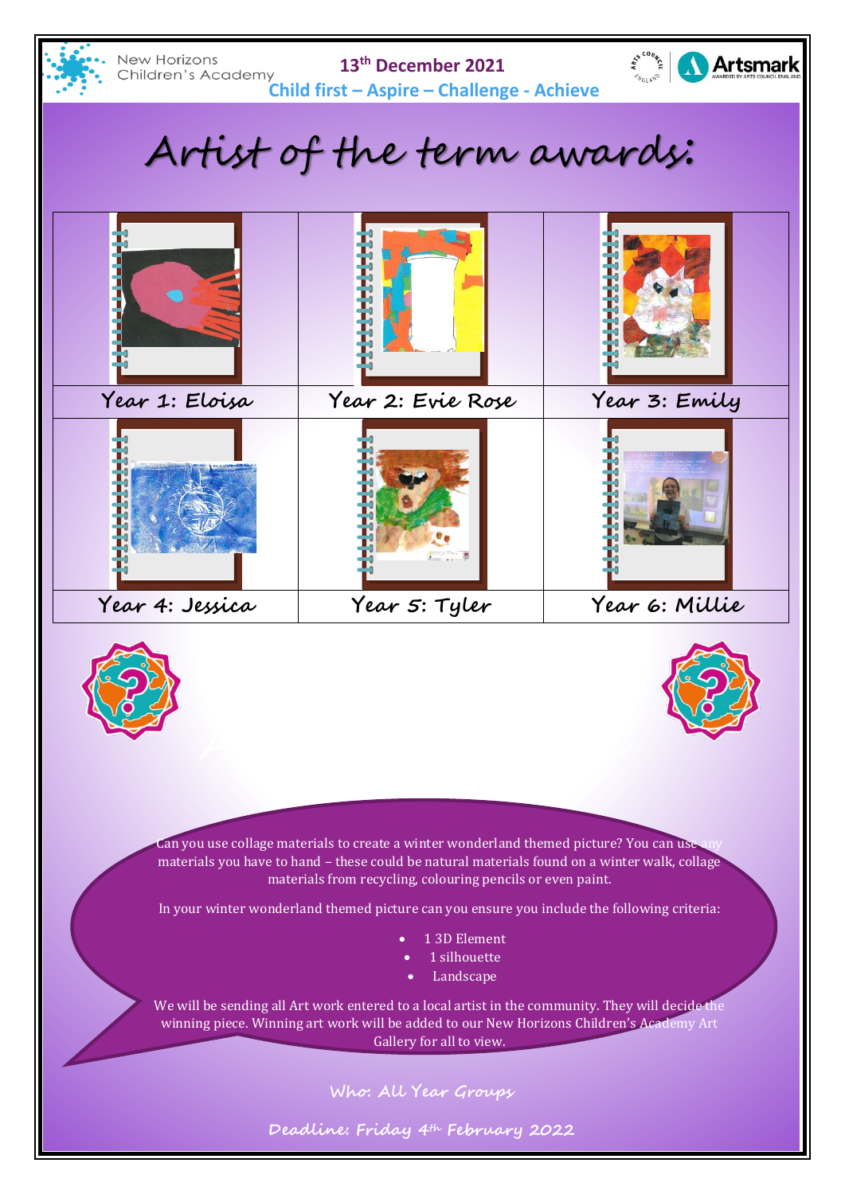New Horizons Children's Academy

13th December 2021

Child first – Aspire – Challenge - Achieve

# Artist of the term awards:

| | | |
|---|---|---|
| Year 1: Eloisa | Year 2: Evie Rose | Year 3: Emily |
| Year 4: Jessica | Year 5: Tyler | Year 6: Millie |

Can you use collage materials to create a winter wonderland themed picture? You can use any materials you have to hand – these could be natural materials found on a winter walk, collage materials from recycling, colouring pencils or even paint.

In your winter wonderland themed picture can you ensure you include the following criteria:

- 1 3D Element
- 1 silhouette
- Landscape

We will be sending all Art work entered to a local artist in the community. They will decide the winning piece. Winning art work will be added to our New Horizons Children's Academy Art Gallery for all to view.

Who: All Year Groups

Deadline: Friday 4th February 2022